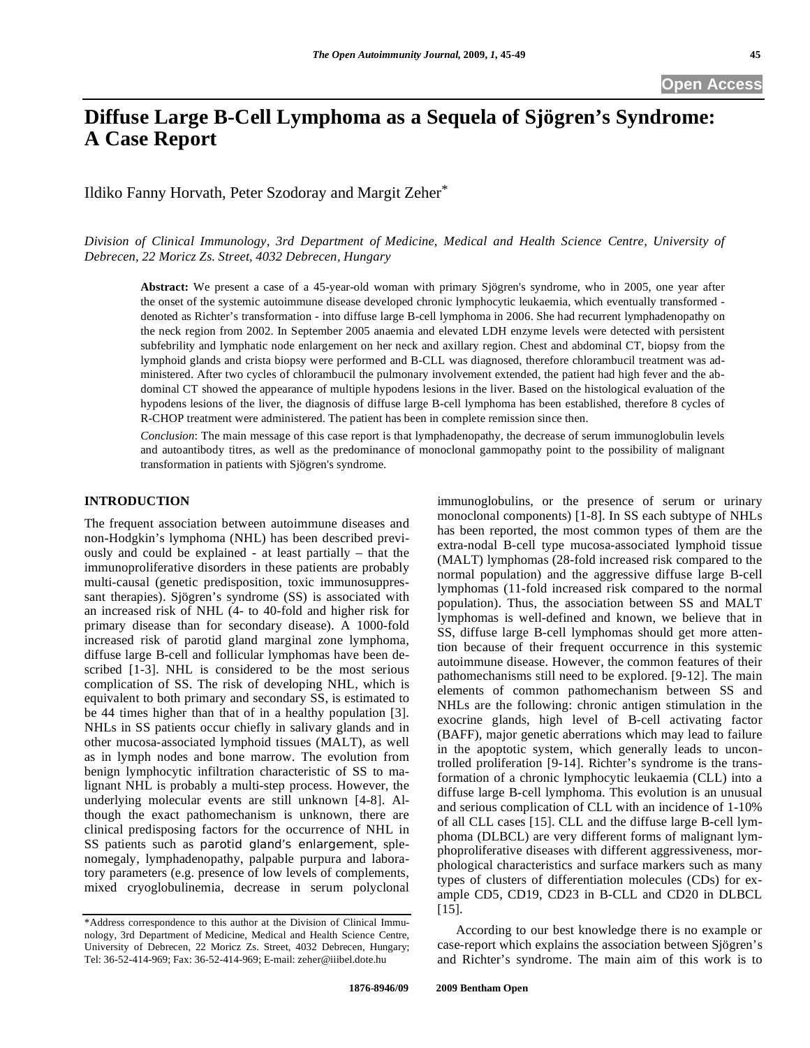Open Access

# Diffuse Large B-Cell Lymphoma as a Sequela of Sjögren's Syndrome: A Case Report

Ildiko Fanny Horvath, Peter Szodoray and Margit Zeher*

*Division of Clinical Immunology, 3rd Department of Medicine, Medical and Health Science Centre, University of Debrecen, 22 Moricz Zs. Street, 4032 Debrecen, Hungary*

**Abstract:** We present a case of a 45-year-old woman with primary Sjögren's syndrome, who in 2005, one year after the onset of the systemic autoimmune disease developed chronic lymphocytic leukaemia, which eventually transformed - denoted as Richter's transformation - into diffuse large B-cell lymphoma in 2006. She had recurrent lymphadenopathy on the neck region from 2002. In September 2005 anaemia and elevated LDH enzyme levels were detected with persistent subfebrility and lymphatic node enlargement on her neck and axillary region. Chest and abdominal CT, biopsy from the lymphoid glands and crista biopsy were performed and B-CLL was diagnosed, therefore chlorambucil treatment was administered. After two cycles of chlorambucil the pulmonary involvement extended, the patient had high fever and the abdominal CT showed the appearance of multiple hypodens lesions in the liver. Based on the histological evaluation of the hypodens lesions of the liver, the diagnosis of diffuse large B-cell lymphoma has been established, therefore 8 cycles of R-CHOP treatment were administered. The patient has been in complete remission since then.

*Conclusion*: The main message of this case report is that lymphadenopathy, the decrease of serum immunoglobulin levels and autoantibody titres, as well as the predominance of monoclonal gammopathy point to the possibility of malignant transformation in patients with Sjögren's syndrome.

## INTRODUCTION

The frequent association between autoimmune diseases and non-Hodgkin's lymphoma (NHL) has been described previously and could be explained - at least partially – that the immunoproliferative disorders in these patients are probably multi-causal (genetic predisposition, toxic immunosuppressant therapies). Sjögren's syndrome (SS) is associated with an increased risk of NHL (4- to 40-fold and higher risk for primary disease than for secondary disease). A 1000-fold increased risk of parotid gland marginal zone lymphoma, diffuse large B-cell and follicular lymphomas have been described [1-3]. NHL is considered to be the most serious complication of SS. The risk of developing NHL, which is equivalent to both primary and secondary SS, is estimated to be 44 times higher than that of in a healthy population [3]. NHLs in SS patients occur chiefly in salivary glands and in other mucosa-associated lymphoid tissues (MALT), as well as in lymph nodes and bone marrow. The evolution from benign lymphocytic infiltration characteristic of SS to malignant NHL is probably a multi-step process. However, the underlying molecular events are still unknown [4-8]. Although the exact pathomechanism is unknown, there are clinical predisposing factors for the occurrence of NHL in SS patients such as parotid gland's enlargement, splenomegaly, lymphadenopathy, palpable purpura and laboratory parameters (e.g. presence of low levels of complements, mixed cryoglobulinemia, decrease in serum polyclonal immunoglobulins, or the presence of serum or urinary monoclonal components) [1-8]. In SS each subtype of NHLs has been reported, the most common types of them are the extra-nodal B-cell type mucosa-associated lymphoid tissue (MALT) lymphomas (28-fold increased risk compared to the normal population) and the aggressive diffuse large B-cell lymphomas (11-fold increased risk compared to the normal population). Thus, the association between SS and MALT lymphomas is well-defined and known, we believe that in SS, diffuse large B-cell lymphomas should get more attention because of their frequent occurrence in this systemic autoimmune disease. However, the common features of their pathomechanisms still need to be explored. [9-12]. The main elements of common pathomechanism between SS and NHLs are the following: chronic antigen stimulation in the exocrine glands, high level of B-cell activating factor (BAFF), major genetic aberrations which may lead to failure in the apoptotic system, which generally leads to uncontrolled proliferation [9-14]. Richter's syndrome is the transformation of a chronic lymphocytic leukaemia (CLL) into a diffuse large B-cell lymphoma. This evolution is an unusual and serious complication of CLL with an incidence of 1-10% of all CLL cases [15]. CLL and the diffuse large B-cell lymphoma (DLBCL) are very different forms of malignant lymphoproliferative diseases with different aggressiveness, morphological characteristics and surface markers such as many types of clusters of differentiation molecules (CDs) for example CD5, CD19, CD23 in B-CLL and CD20 in DLBCL [15].

According to our best knowledge there is no example or case-report which explains the association between Sjögren's and Richter's syndrome. The main aim of this work is to

*Address correspondence to this author at the Division of Clinical Immunology, 3rd Department of Medicine, Medical and Health Science Centre, University of Debrecen, 22 Moricz Zs. Street, 4032 Debrecen, Hungary; Tel: 36-52-414-969; Fax: 36-52-414-969; E-mail: zeher@iiibel.dote.hu

1876-8946/09 2009 Bentham Open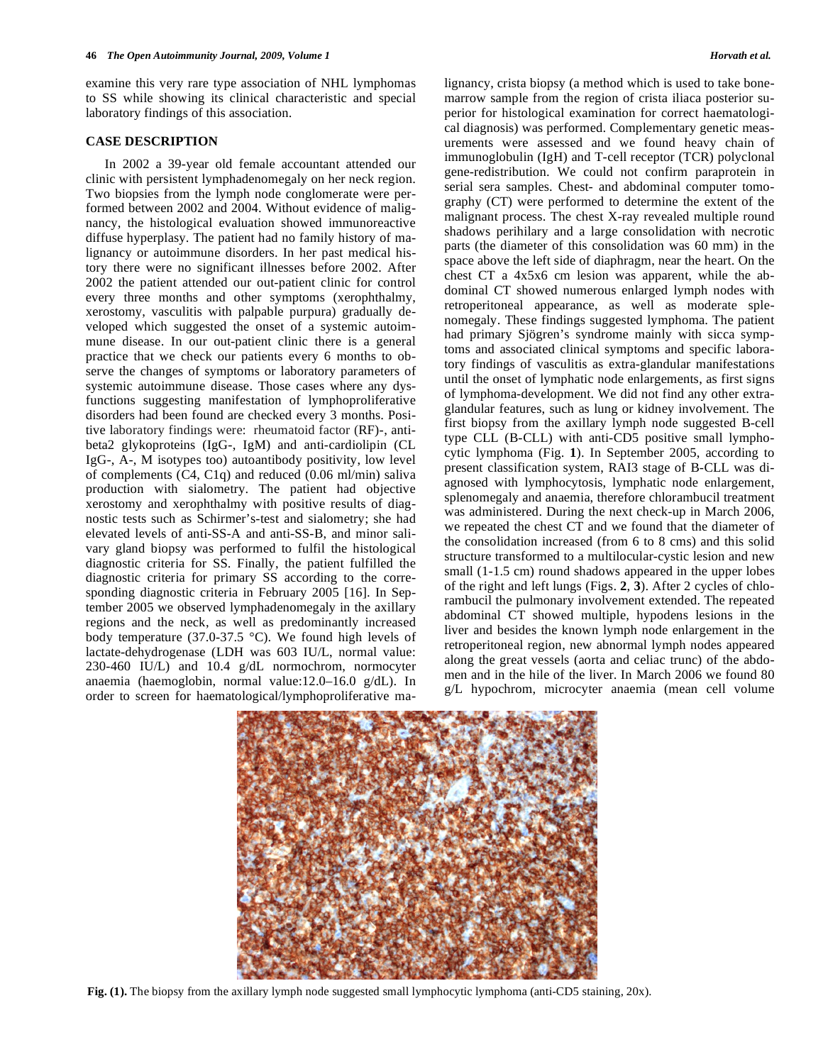examine this very rare type association of NHL lymphomas to SS while showing its clinical characteristic and special laboratory findings of this association.

## CASE DESCRIPTION

In 2002 a 39-year old female accountant attended our clinic with persistent lymphadenomegaly on her neck region. Two biopsies from the lymph node conglomerate were performed between 2002 and 2004. Without evidence of malignancy, the histological evaluation showed immunoreactive diffuse hyperplasy. The patient had no family history of malignancy or autoimmune disorders. In her past medical history there were no significant illnesses before 2002. After 2002 the patient attended our out-patient clinic for control every three months and other symptoms (xerophthalmy, xerostomy, vasculitis with palpable purpura) gradually developed which suggested the onset of a systemic autoimmune disease. In our out-patient clinic there is a general practice that we check our patients every 6 months to observe the changes of symptoms or laboratory parameters of systemic autoimmune disease. Those cases where any dysfunctions suggesting manifestation of lymphoproliferative disorders had been found are checked every 3 months. Positive laboratory findings were: rheumatoid factor (RF)-, anti-beta2 glykoproteins (IgG-, IgM) and anti-cardiolipin (CL IgG-, A-, M isotypes too) autoantibody positivity, low level of complements (C4, C1q) and reduced (0.06 ml/min) saliva production with sialometry. The patient had objective xerostomy and xerophthalmy with positive results of diagnostic tests such as Schirmer's-test and sialometry; she had elevated levels of anti-SS-A and anti-SS-B, and minor salivary gland biopsy was performed to fulfil the histological diagnostic criteria for SS. Finally, the patient fulfilled the diagnostic criteria for primary SS according to the corresponding diagnostic criteria in February 2005 [16]. In September 2005 we observed lymphadenomegaly in the axillary regions and the neck, as well as predominantly increased body temperature (37.0-37.5 °C). We found high levels of lactate-dehydrogenase (LDH was 603 IU/L, normal value: 230-460 IU/L) and 10.4 g/dL normochrom, normocyter anaemia (haemoglobin, normal value:12.0–16.0 g/dL). In order to screen for haematological/lymphoproliferative malignancy, crista biopsy (a method which is used to take bone-marrow sample from the region of crista iliaca posterior superior for histological examination for correct haematological diagnosis) was performed. Complementary genetic measurements were assessed and we found heavy chain of immunoglobulin (IgH) and T-cell receptor (TCR) polyclonal gene-redistribution. We could not confirm paraprotein in serial sera samples. Chest- and abdominal computer tomography (CT) were performed to determine the extent of the malignant process. The chest X-ray revealed multiple round shadows perihilary and a large consolidation with necrotic parts (the diameter of this consolidation was 60 mm) in the space above the left side of diaphragm, near the heart. On the chest CT a 4x5x6 cm lesion was apparent, while the abdominal CT showed numerous enlarged lymph nodes with retroperitoneal appearance, as well as moderate splenomegaly. These findings suggested lymphoma. The patient had primary Sjögren's syndrome mainly with sicca symptoms and associated clinical symptoms and specific laboratory findings of vasculitis as extra-glandular manifestations until the onset of lymphatic node enlargements, as first signs of lymphoma-development. We did not find any other extra-glandular features, such as lung or kidney involvement. The first biopsy from the axillary lymph node suggested B-cell type CLL (B-CLL) with anti-CD5 positive small lymphocytic lymphoma (Fig. **1**). In September 2005, according to present classification system, RAI3 stage of B-CLL was diagnosed with lymphocytosis, lymphatic node enlargement, splenomegaly and anaemia, therefore chlorambucil treatment was administered. During the next check-up in March 2006, we repeated the chest CT and we found that the diameter of the consolidation increased (from 6 to 8 cms) and this solid structure transformed to a multilocular-cystic lesion and new small (1-1.5 cm) round shadows appeared in the upper lobes of the right and left lungs (Figs. **2**, **3**). After 2 cycles of chlorambucil the pulmonary involvement extended. The repeated abdominal CT showed multiple, hypodens lesions in the liver and besides the known lymph node enlargement in the retroperitoneal region, new abnormal lymph nodes appeared along the great vessels (aorta and celiac trunc) of the abdomen and in the hile of the liver. In March 2006 we found 80 g/L hypochrom, microcyter anaemia (mean cell volume

**Fig. (1).** The biopsy from the axillary lymph node suggested small lymphocytic lymphoma (anti-CD5 staining, 20x).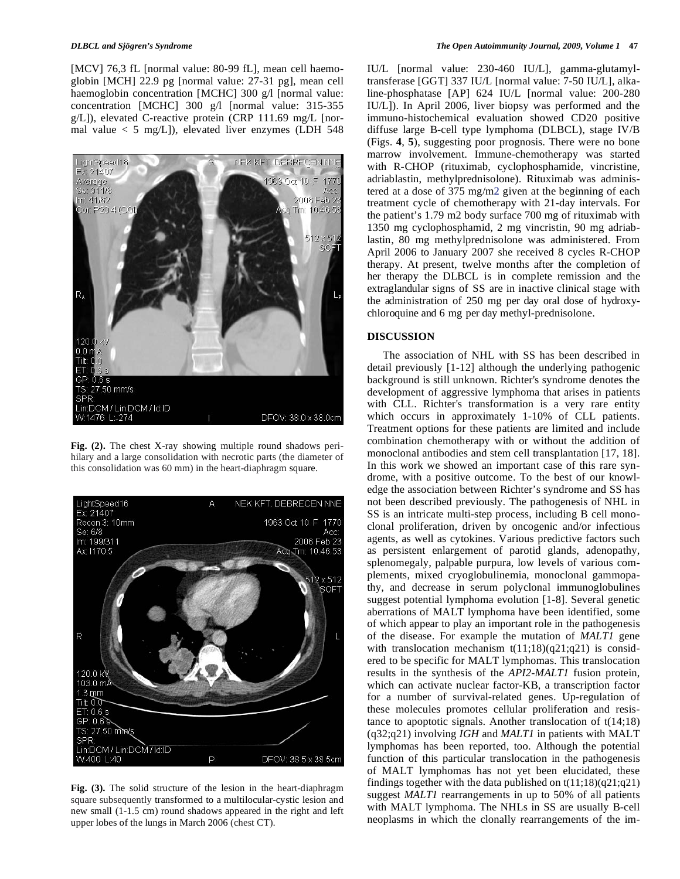[MCV] 76,3 fL [normal value: 80-99 fL], mean cell haemoglobin [MCH] 22.9 pg [normal value: 27-31 pg], mean cell haemoglobin concentration [MCHC] 300 g/l [normal value: concentration [MCHC] 300 g/l [normal value: 315-355 g/L]), elevated C-reactive protein (CRP 111.69 mg/L [normal value < 5 mg/L]), elevated liver enzymes (LDH 548

Fig. (2). The chest X-ray showing multiple round shadows perihilary and a large consolidation with necrotic parts (the diameter of this consolidation was 60 mm) in the heart-diaphragm square.

Fig. (3). The solid structure of the lesion in the heart-diaphragm square subsequently transformed to a multilocular-cystic lesion and new small (1-1.5 cm) round shadows appeared in the right and left upper lobes of the lungs in March 2006 (chest CT).

IU/L [normal value: 230-460 IU/L], gamma-glutamyl-transferase [GGT] 337 IU/L [normal value: 7-50 IU/L], alkaline-phosphatase [AP] 624 IU/L [normal value: 200-280 IU/L]). In April 2006, liver biopsy was performed and the immuno-histochemical evaluation showed CD20 positive diffuse large B-cell type lymphoma (DLBCL), stage IV/B (Figs. **4**, **5**), suggesting poor prognosis. There were no bone marrow involvement. Immune-chemotherapy was started with R-CHOP (rituximab, cyclophosphamide, vincristine, adriablastin, methylprednisolone). Rituximab was administered at a dose of 375 mg/m2 given at the beginning of each treatment cycle of chemotherapy with 21-day intervals. For the patient's 1.79 m2 body surface 700 mg of rituximab with 1350 mg cyclophosphamid, 2 mg vincristin, 90 mg adriablastin, 80 mg methylprednisolone was administered. From April 2006 to January 2007 she received 8 cycles R-CHOP therapy. At present, twelve months after the completion of her therapy the DLBCL is in complete remission and the extraglandular signs of SS are in inactive clinical stage with the administration of 250 mg per day oral dose of hydroxychloroquine and 6 mg per day methyl-prednisolone.

## DISCUSSION

The association of NHL with SS has been described in detail previously [1-12] although the underlying pathogenic background is still unknown. Richter's syndrome denotes the development of aggressive lymphoma that arises in patients with CLL. Richter's transformation is a very rare entity which occurs in approximately 1-10% of CLL patients. Treatment options for these patients are limited and include combination chemotherapy with or without the addition of monoclonal antibodies and stem cell transplantation [17, 18]. In this work we showed an important case of this rare syndrome, with a positive outcome. To the best of our knowledge the association between Richter's syndrome and SS has not been described previously. The pathogenesis of NHL in SS is an intricate multi-step process, including B cell monoclonal proliferation, driven by oncogenic and/or infectious agents, as well as cytokines. Various predictive factors such as persistent enlargement of parotid glands, adenopathy, splenomegaly, palpable purpura, low levels of various complements, mixed cryoglobulinemia, monoclonal gammopathy, and decrease in serum polyclonal immunoglobulines suggest potential lymphoma evolution [1-8]. Several genetic aberrations of MALT lymphoma have been identified, some of which appear to play an important role in the pathogenesis of the disease. For example the mutation of *MALT1* gene with translocation mechanism t(11;18)(q21;q21) is considered to be specific for MALT lymphomas. This translocation results in the synthesis of the *API2-MALT1* fusion protein, which can activate nuclear factor-KB, a transcription factor for a number of survival-related genes. Up-regulation of these molecules promotes cellular proliferation and resistance to apoptotic signals. Another translocation of t(14;18)(q32;q21) involving *IGH* and *MALT1* in patients with MALT lymphomas has been reported, too. Although the potential function of this particular translocation in the pathogenesis of MALT lymphomas has not yet been elucidated, these findings together with the data published on t(11;18)(q21;q21) suggest *MALT1* rearrangements in up to 50% of all patients with MALT lymphoma. The NHLs in SS are usually B-cell neoplasms in which the clonally rearrangements of the im-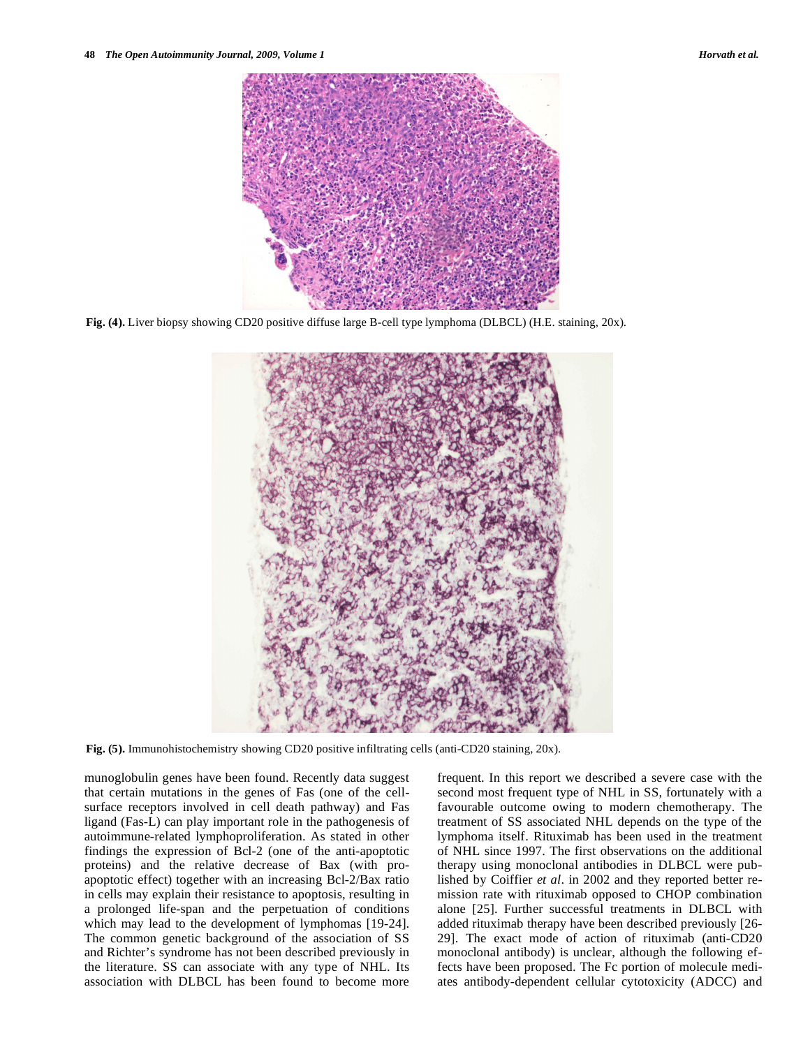Fig. (4). Liver biopsy showing CD20 positive diffuse large B-cell type lymphoma (DLBCL) (H.E. staining, 20x).

Fig. (5). Immunohistochemistry showing CD20 positive infiltrating cells (anti-CD20 staining, 20x).

munoglobulin genes have been found. Recently data suggest that certain mutations in the genes of Fas (one of the cell-surface receptors involved in cell death pathway) and Fas ligand (Fas-L) can play important role in the pathogenesis of autoimmune-related lymphoproliferation. As stated in other findings the expression of Bcl-2 (one of the anti-apoptotic proteins) and the relative decrease of Bax (with pro-apoptotic effect) together with an increasing Bcl-2/Bax ratio in cells may explain their resistance to apoptosis, resulting in a prolonged life-span and the perpetuation of conditions which may lead to the development of lymphomas [19-24]. The common genetic background of the association of SS and Richter's syndrome has not been described previously in the literature. SS can associate with any type of NHL. Its association with DLBCL has been found to become more frequent. In this report we described a severe case with the second most frequent type of NHL in SS, fortunately with a favourable outcome owing to modern chemotherapy. The treatment of SS associated NHL depends on the type of the lymphoma itself. Rituximab has been used in the treatment of NHL since 1997. The first observations on the additional therapy using monoclonal antibodies in DLBCL were published by Coiffier *et al*. in 2002 and they reported better remission rate with rituximab opposed to CHOP combination alone [25]. Further successful treatments in DLBCL with added rituximab therapy have been described previously [26-29]. The exact mode of action of rituximab (anti-CD20 monoclonal antibody) is unclear, although the following effects have been proposed. The Fc portion of molecule mediates antibody-dependent cellular cytotoxicity (ADCC) and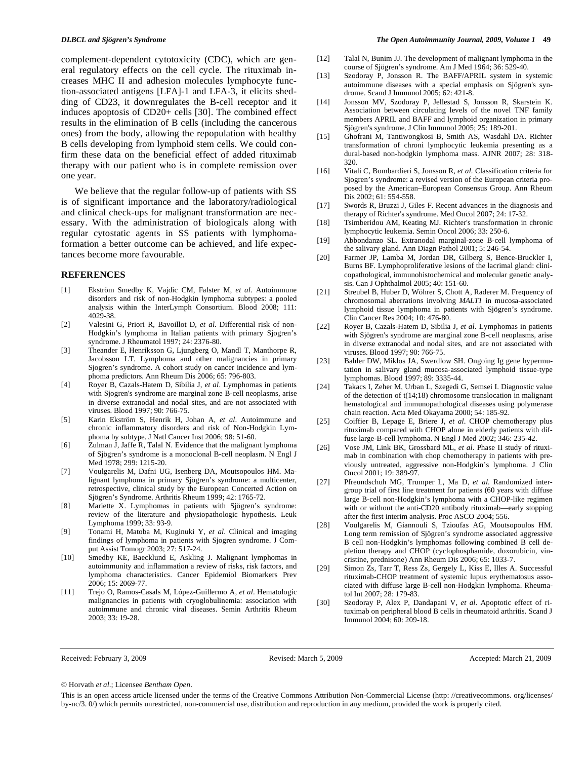complement-dependent cytotoxicity (CDC), which are general regulatory effects on the cell cycle. The rituximab increases MHC II and adhesion molecules lymphocyte function-associated antigens [LFA]-1 and LFA-3, it elicits shedding of CD23, it downregulates the B-cell receptor and it induces apoptosis of CD20+ cells [30]. The combined effect results in the elimination of B cells (including the cancerous ones) from the body, allowing the repopulation with healthy B cells developing from lymphoid stem cells. We could confirm these data on the beneficial effect of added rituximab therapy with our patient who is in complete remission over one year.

We believe that the regular follow-up of patients with SS is of significant importance and the laboratory/radiological and clinical check-ups for malignant transformation are necessary. With the administration of biologicals along with regular cytostatic agents in SS patients with lymphoma-formation a better outcome can be achieved, and life expectances become more favourable.

## REFERENCES

[1] Ekström Smedby K, Vajdic CM, Falster M, *et al*. Autoimmune disorders and risk of non-Hodgkin lymphoma subtypes: a pooled analysis within the InterLymph Consortium. Blood 2008; 111: 4029-38.

[2] Valesini G, Priori R, Bavoillot D, *et al.* Differential risk of non-Hodgkin's lymphoma in Italian patients with primary Sjogren's syndrome. J Rheumatol 1997; 24: 2376-80.

[3] Theander E, Henriksson G, Ljungberg O, Mandl T, Manthorpe R, Jacobsson LT. Lymphoma and other malignancies in primary Sjogren's syndrome. A cohort study on cancer incidence and lymphoma predictors. Ann Rheum Dis 2006; 65: 796-803.

[4] Royer B, Cazals-Hatem D, Sibilia J, *et al*. Lymphomas in patients with Sjogren's syndrome are marginal zone B-cell neoplasms, arise in diverse extranodal and nodal sites, and are not associated with viruses. Blood 1997; 90: 766-75.

[5] Karin Ekström S, Henrik H, Johan A, *et al*. Autoimmune and chronic inflammatory disorders and risk of Non-Hodgkin Lymphoma by subtype. J Natl Cancer Inst 2006; 98: 51-60.

[6] Zulman J, Jaffe R, Talal N. Evidence that the malignant lymphoma of Sjögren's syndrome is a monoclonal B-cell neoplasm. N Engl J Med 1978; 299: 1215-20.

[7] Voulgarelis M, Dafni UG, Isenberg DA, Moutsopoulos HM. Malignant lymphoma in primary Sjögren's syndrome: a multicenter, retrospective, clinical study by the European Concerted Action on Sjögren's Syndrome. Arthritis Rheum 1999; 42: 1765-72.

[8] Mariette X. Lymphomas in patients with Sjögren's syndrome: review of the literature and physiopathologic hypothesis. Leuk Lymphoma 1999; 33: 93-9.

[9] Tonami H, Matoba M, Kuginuki Y, *et al*. Clinical and imaging findings of lymphoma in patients with Sjogren syndrome. J Comput Assist Tomogr 2003; 27: 517-24.

[10] Smedby KE, Baecklund E, Askling J. Malignant lymphomas in autoimmunity and inflammation a review of risks, risk factors, and lymphoma characteristics. Cancer Epidemiol Biomarkers Prev 2006; 15: 2069-77.

[11] Trejo O, Ramos-Casals M, López-Guillermo A, *et al*. Hematologic malignancies in patients with cryoglobulinemia: association with autoimmune and chronic viral diseases. Semin Arthritis Rheum 2003; 33: 19-28.

[12] Talal N, Bunim JJ. The development of malignant lymphoma in the course of Sjögren's syndrome. Am J Med 1964; 36: 529-40.

[13] Szodoray P, Jonsson R. The BAFF/APRIL system in systemic autoimmune diseases with a special emphasis on Sjögren's syndrome. Scand J Immunol 2005; 62: 421-8.

[14] Jonsson MV, Szodoray P, Jellestad S, Jonsson R, Skarstein K. Association between circulating levels of the novel TNF family members APRIL and BAFF and lymphoid organization in primary Sjögren's syndrome. J Clin Immunol 2005; 25: 189-201.

[15] Ghofrani M, Tantiwongkosi B, Smith AS, Wasdahl DA. Richter transformation of chroni lymphocytic leukemia presenting as a dural-based non-hodgkin lymphoma mass. AJNR 2007; 28: 318-320.

[16] Vitali C, Bombardieri S, Jonsson R, *et al*. Classification criteria for Sjogren's syndrome: a revised version of the European criteria proposed by the American–European Consensus Group. Ann Rheum Dis 2002; 61: 554-558.

[17] Swords R, Bruzzi J, Giles F. Recent advances in the diagnosis and therapy of Richter's syndrome. Med Oncol 2007; 24: 17-32.

[18] Tsimberidou AM, Keating MJ. Richter's transformation in chronic lymphocytic leukemia. Semin Oncol 2006; 33: 250-6.

[19] Abbondanzo SL. Extranodal marginal-zone B-cell lymphoma of the salivary gland. Ann Diagn Pathol 2001; 5: 246-54.

[20] Farmer JP, Lamba M, Jordan DR, Gilberg S, Bence-Bruckler I, Burns BF. Lymphoproliferative lesions of the lacrimal gland: clinicopathological, immunohistochemical and molecular genetic analysis. Can J Ophthalmol 2005; 40: 151-60.

[21] Streubel B, Huber D, Wöhrer S, Chott A, Raderer M. Frequency of chromosomal aberrations involving *MALT1* in mucosa-associated lymphoid tissue lymphoma in patients with Sjögren's syndrome. Clin Cancer Res 2004; 10: 476-80.

[22] Royer B, Cazals-Hatem D, Sibilia J, *et al*. Lymphomas in patients with Sjögren's syndrome are marginal zone B-cell neoplasms, arise in diverse extranodal and nodal sites, and are not associated with viruses. Blood 1997; 90: 766-75.

[23] Bahler DW, Miklos JA, Swerdlow SH. Ongoing Ig gene hypermutation in salivary gland mucosa-associated lymphoid tissue-type lymphomas. Blood 1997; 89: 3335-44.

[24] Takacs I, Zeher M, Urban L, Szegedi G, Semsei I. Diagnostic value of the detection of t(14;18) chromosome translocation in malignant hematological and immunopathological diseases using polymerase chain reaction. Acta Med Okayama 2000; 54: 185-92.

[25] Coiffier B, Lepage E, Briere J, *et al*. CHOP chemotherapy plus rituximab compared with CHOP alone in elderly patients with diffuse large-B-cell lymphoma. N Engl J Med 2002; 346: 235-42.

[26] Vose JM, Link BK, Grossbard ML, *et al*. Phase II study of rituximab in combination with chop chemotherapy in patients with previously untreated, aggressive non-Hodgkin's lymphoma. J Clin Oncol 2001; 19: 389-97.

[27] Pfreundschuh MG, Trumper L, Ma D, *et al.* Randomized intergroup trial of first line treatment for patients (60 years with diffuse large B-cell non-Hodgkin's lymphoma with a CHOP-like regimen with or without the anti-CD20 antibody rituximab—early stopping after the first interim analysis. Proc ASCO 2004; 556.

[28] Voulgarelis M, Giannouli S, Tzioufas AG, Moutsopoulos HM. Long term remission of Sjögren's syndrome associated aggressive B cell non-Hodgkin's lymphomas following combined B cell depletion therapy and CHOP (cyclophosphamide, doxorubicin, vincristine, prednisone) Ann Rheum Dis 2006; 65: 1033-7.

[29] Simon Zs, Tarr T, Ress Zs, Gergely L, Kiss E, Illes A. Successful rituximab-CHOP treatment of systemic lupus erythematosus associated with diffuse large B-cell non-Hodgkin lymphoma. Rheumatol Int 2007; 28: 179-83.

[30] Szodoray P, Alex P, Dandapani V, *et al*. Apoptotic effect of rituximab on peripheral blood B cells in rheumatoid arthritis. Scand J Immunol 2004; 60: 209-18.

Received: February 3, 2009 Revised: March 5, 2009 Accepted: March 21, 2009

© Horvath *et al*.; Licensee *Bentham Open*.

This is an open access article licensed under the terms of the Creative Commons Attribution Non-Commercial License (http: //creativecommons. org/licenses/ by-nc/3. 0/) which permits unrestricted, non-commercial use, distribution and reproduction in any medium, provided the work is properly cited.